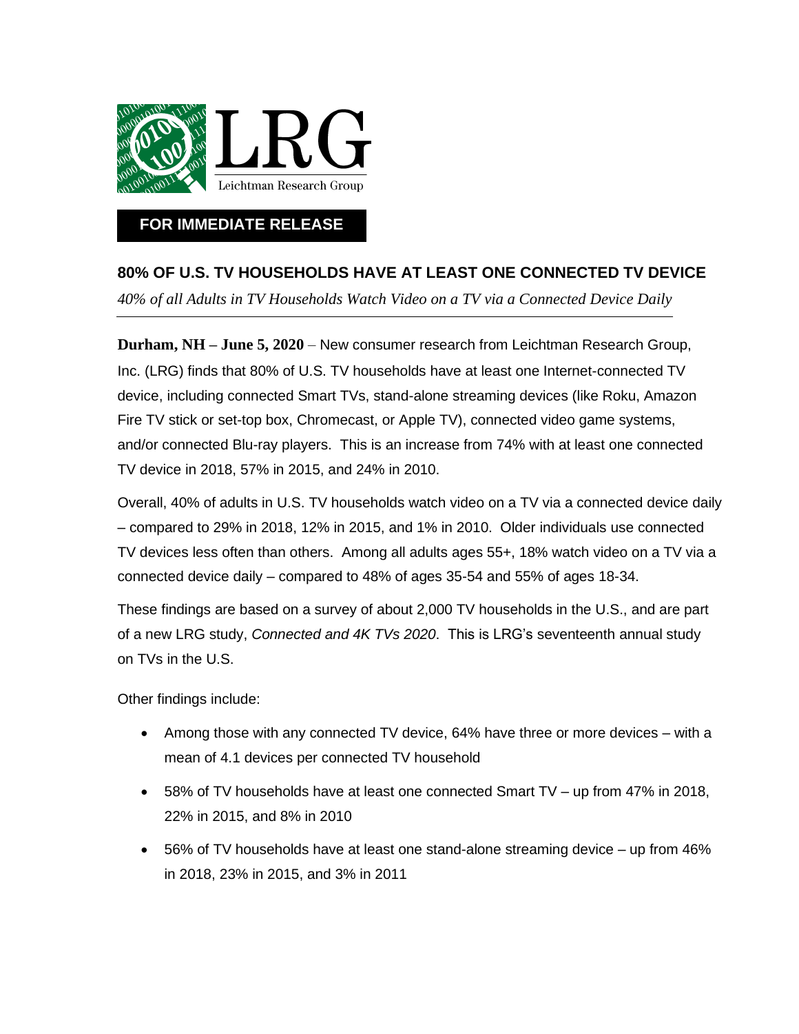LRG

Leichtman Research Group

**FOR IMMEDIATE RELEASE**

## 80% OF U.S. TV HOUSEHOLDS HAVE AT LEAST ONE CONNECTED TV DEVICE

*40% of all Adults in TV Households Watch Video on a TV via a Connected Device Daily*

---

**Durham, NH – June 5, 2020** – New consumer research from Leichtman Research Group, Inc. (LRG) finds that 80% of U.S. TV households have at least one Internet-connected TV device, including connected Smart TVs, stand-alone streaming devices (like Roku, Amazon Fire TV stick or set-top box, Chromecast, or Apple TV), connected video game systems, and/or connected Blu-ray players. This is an increase from 74% with at least one connected TV device in 2018, 57% in 2015, and 24% in 2010.

Overall, 40% of adults in U.S. TV households watch video on a TV via a connected device daily – compared to 29% in 2018, 12% in 2015, and 1% in 2010. Older individuals use connected TV devices less often than others. Among all adults ages 55+, 18% watch video on a TV via a connected device daily – compared to 48% of ages 35-54 and 55% of ages 18-34.

These findings are based on a survey of about 2,000 TV households in the U.S., and are part of a new LRG study, *Connected and 4K TVs 2020*. This is LRG's seventeenth annual study on TVs in the U.S.

Other findings include:

- Among those with any connected TV device, 64% have three or more devices – with a mean of 4.1 devices per connected TV household
- 58% of TV households have at least one connected Smart TV – up from 47% in 2018, 22% in 2015, and 8% in 2010
- 56% of TV households have at least one stand-alone streaming device – up from 46% in 2018, 23% in 2015, and 3% in 2011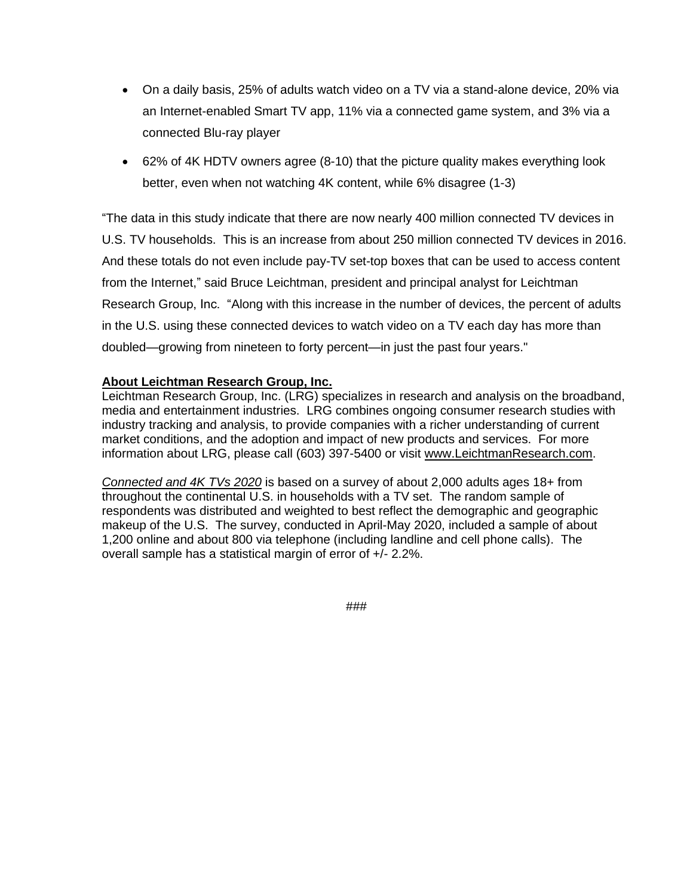- On a daily basis, 25% of adults watch video on a TV via a stand-alone device, 20% via an Internet-enabled Smart TV app, 11% via a connected game system, and 3% via a connected Blu-ray player
- 62% of 4K HDTV owners agree (8-10) that the picture quality makes everything look better, even when not watching 4K content, while 6% disagree (1-3)

"The data in this study indicate that there are now nearly 400 million connected TV devices in U.S. TV households. This is an increase from about 250 million connected TV devices in 2016. And these totals do not even include pay-TV set-top boxes that can be used to access content from the Internet," said Bruce Leichtman, president and principal analyst for Leichtman Research Group, Inc. "Along with this increase in the number of devices, the percent of adults in the U.S. using these connected devices to watch video on a TV each day has more than doubled—growing from nineteen to forty percent—in just the past four years."

**About Leichtman Research Group, Inc.**

Leichtman Research Group, Inc. (LRG) specializes in research and analysis on the broadband, media and entertainment industries. LRG combines ongoing consumer research studies with industry tracking and analysis, to provide companies with a richer understanding of current market conditions, and the adoption and impact of new products and services. For more information about LRG, please call (603) 397-5400 or visit www.LeichtmanResearch.com.

*Connected and 4K TVs 2020* is based on a survey of about 2,000 adults ages 18+ from throughout the continental U.S. in households with a TV set. The random sample of respondents was distributed and weighted to best reflect the demographic and geographic makeup of the U.S. The survey, conducted in April-May 2020, included a sample of about 1,200 online and about 800 via telephone (including landline and cell phone calls). The overall sample has a statistical margin of error of +/- 2.2%.

###